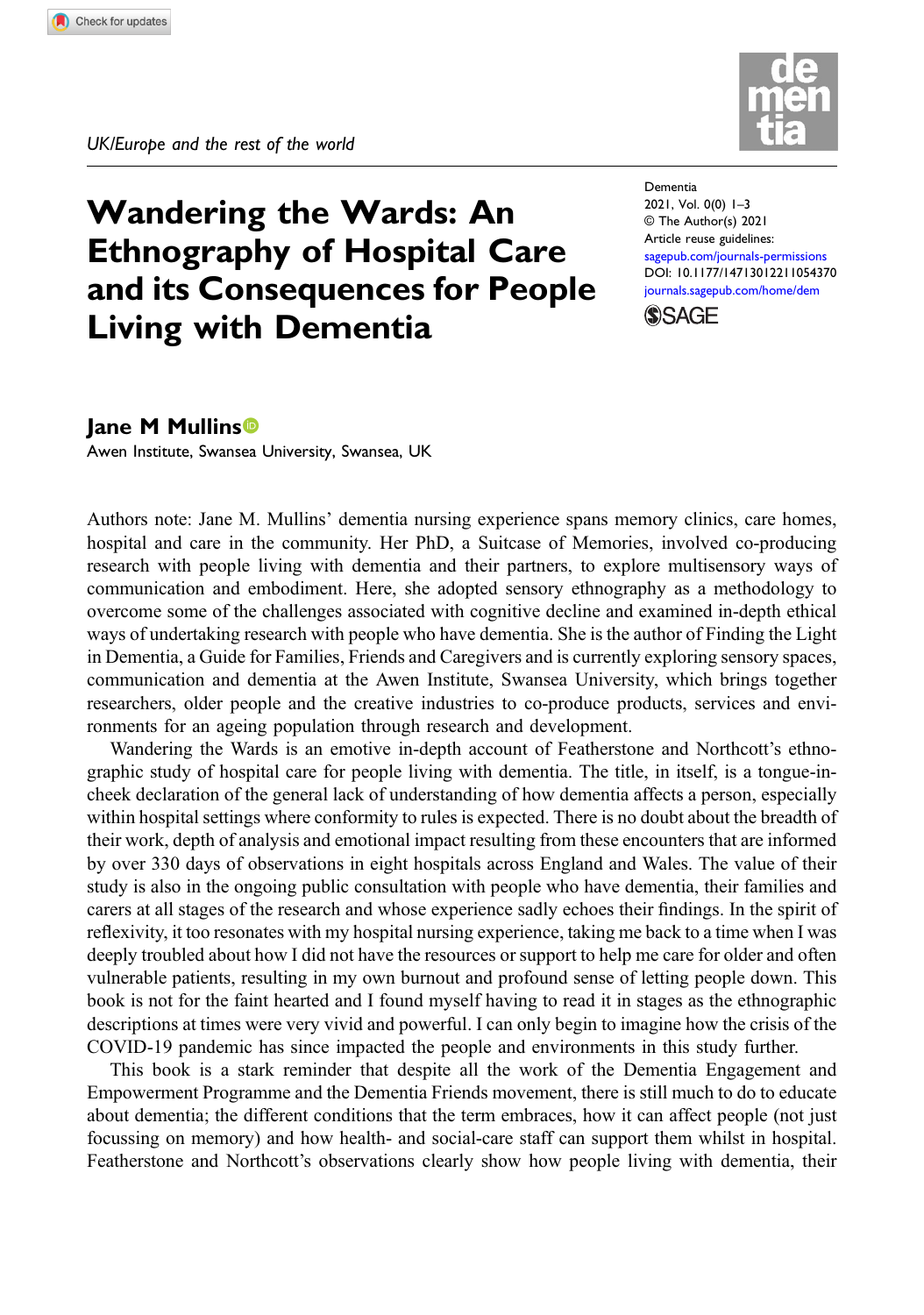UK/Europe and the rest of the world

# Wandering the Wards: An Ethnography of Hospital Care and its Consequences for People Living with Dementia

Dementia
2021, Vol. 0(0) 1–3
© The Author(s) 2021
Article reuse guidelines:
sagepub.com/journals-permissions
DOI: 10.1177/14713012211054370
journals.sagepub.com/home/dem

**Jane M Mullins**
Awen Institute, Swansea University, Swansea, UK

Authors note: Jane M. Mullins' dementia nursing experience spans memory clinics, care homes, hospital and care in the community. Her PhD, a Suitcase of Memories, involved co-producing research with people living with dementia and their partners, to explore multisensory ways of communication and embodiment. Here, she adopted sensory ethnography as a methodology to overcome some of the challenges associated with cognitive decline and examined in-depth ethical ways of undertaking research with people who have dementia. She is the author of Finding the Light in Dementia, a Guide for Families, Friends and Caregivers and is currently exploring sensory spaces, communication and dementia at the Awen Institute, Swansea University, which brings together researchers, older people and the creative industries to co-produce products, services and environments for an ageing population through research and development.

Wandering the Wards is an emotive in-depth account of Featherstone and Northcott's ethnographic study of hospital care for people living with dementia. The title, in itself, is a tongue-in-cheek declaration of the general lack of understanding of how dementia affects a person, especially within hospital settings where conformity to rules is expected. There is no doubt about the breadth of their work, depth of analysis and emotional impact resulting from these encounters that are informed by over 330 days of observations in eight hospitals across England and Wales. The value of their study is also in the ongoing public consultation with people who have dementia, their families and carers at all stages of the research and whose experience sadly echoes their findings. In the spirit of reflexivity, it too resonates with my hospital nursing experience, taking me back to a time when I was deeply troubled about how I did not have the resources or support to help me care for older and often vulnerable patients, resulting in my own burnout and profound sense of letting people down. This book is not for the faint hearted and I found myself having to read it in stages as the ethnographic descriptions at times were very vivid and powerful. I can only begin to imagine how the crisis of the COVID-19 pandemic has since impacted the people and environments in this study further.

This book is a stark reminder that despite all the work of the Dementia Engagement and Empowerment Programme and the Dementia Friends movement, there is still much to do to educate about dementia; the different conditions that the term embraces, how it can affect people (not just focussing on memory) and how health- and social-care staff can support them whilst in hospital. Featherstone and Northcott's observations clearly show how people living with dementia, their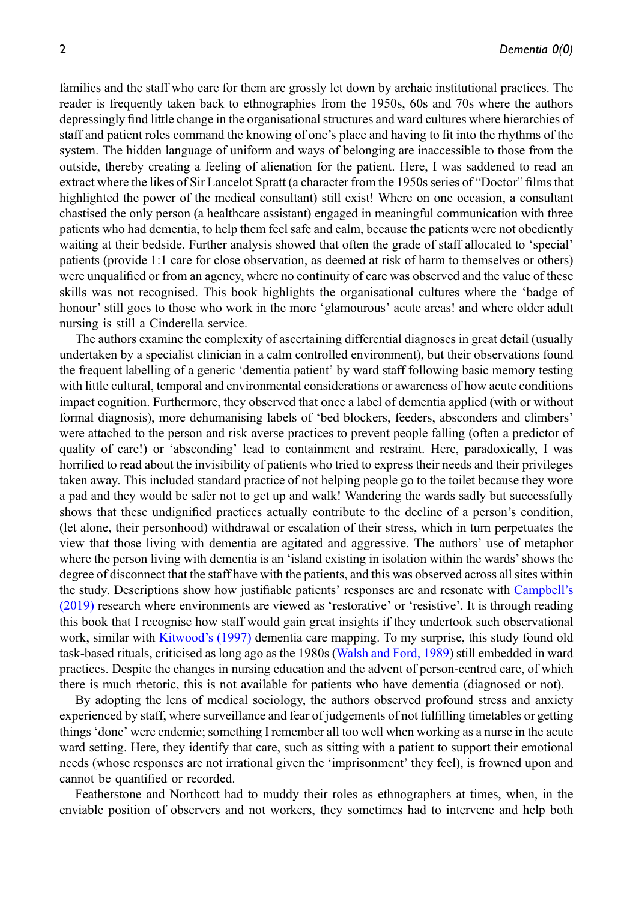families and the staff who care for them are grossly let down by archaic institutional practices. The reader is frequently taken back to ethnographies from the 1950s, 60s and 70s where the authors depressingly find little change in the organisational structures and ward cultures where hierarchies of staff and patient roles command the knowing of one's place and having to fit into the rhythms of the system. The hidden language of uniform and ways of belonging are inaccessible to those from the outside, thereby creating a feeling of alienation for the patient. Here, I was saddened to read an extract where the likes of Sir Lancelot Spratt (a character from the 1950s series of "Doctor" films that highlighted the power of the medical consultant) still exist! Where on one occasion, a consultant chastised the only person (a healthcare assistant) engaged in meaningful communication with three patients who had dementia, to help them feel safe and calm, because the patients were not obediently waiting at their bedside. Further analysis showed that often the grade of staff allocated to 'special' patients (provide 1:1 care for close observation, as deemed at risk of harm to themselves or others) were unqualified or from an agency, where no continuity of care was observed and the value of these skills was not recognised. This book highlights the organisational cultures where the 'badge of honour' still goes to those who work in the more 'glamourous' acute areas! and where older adult nursing is still a Cinderella service.

The authors examine the complexity of ascertaining differential diagnoses in great detail (usually undertaken by a specialist clinician in a calm controlled environment), but their observations found the frequent labelling of a generic 'dementia patient' by ward staff following basic memory testing with little cultural, temporal and environmental considerations or awareness of how acute conditions impact cognition. Furthermore, they observed that once a label of dementia applied (with or without formal diagnosis), more dehumanising labels of 'bed blockers, feeders, absconders and climbers' were attached to the person and risk averse practices to prevent people falling (often a predictor of quality of care!) or 'absconding' lead to containment and restraint. Here, paradoxically, I was horrified to read about the invisibility of patients who tried to express their needs and their privileges taken away. This included standard practice of not helping people go to the toilet because they wore a pad and they would be safer not to get up and walk! Wandering the wards sadly but successfully shows that these undignified practices actually contribute to the decline of a person's condition, (let alone, their personhood) withdrawal or escalation of their stress, which in turn perpetuates the view that those living with dementia are agitated and aggressive. The authors' use of metaphor where the person living with dementia is an 'island existing in isolation within the wards' shows the degree of disconnect that the staff have with the patients, and this was observed across all sites within the study. Descriptions show how justifiable patients' responses are and resonate with Campbell's (2019) research where environments are viewed as 'restorative' or 'resistive'. It is through reading this book that I recognise how staff would gain great insights if they undertook such observational work, similar with Kitwood's (1997) dementia care mapping. To my surprise, this study found old task-based rituals, criticised as long ago as the 1980s (Walsh and Ford, 1989) still embedded in ward practices. Despite the changes in nursing education and the advent of person-centred care, of which there is much rhetoric, this is not available for patients who have dementia (diagnosed or not).

By adopting the lens of medical sociology, the authors observed profound stress and anxiety experienced by staff, where surveillance and fear of judgements of not fulfilling timetables or getting things 'done' were endemic; something I remember all too well when working as a nurse in the acute ward setting. Here, they identify that care, such as sitting with a patient to support their emotional needs (whose responses are not irrational given the 'imprisonment' they feel), is frowned upon and cannot be quantified or recorded.

Featherstone and Northcott had to muddy their roles as ethnographers at times, when, in the enviable position of observers and not workers, they sometimes had to intervene and help both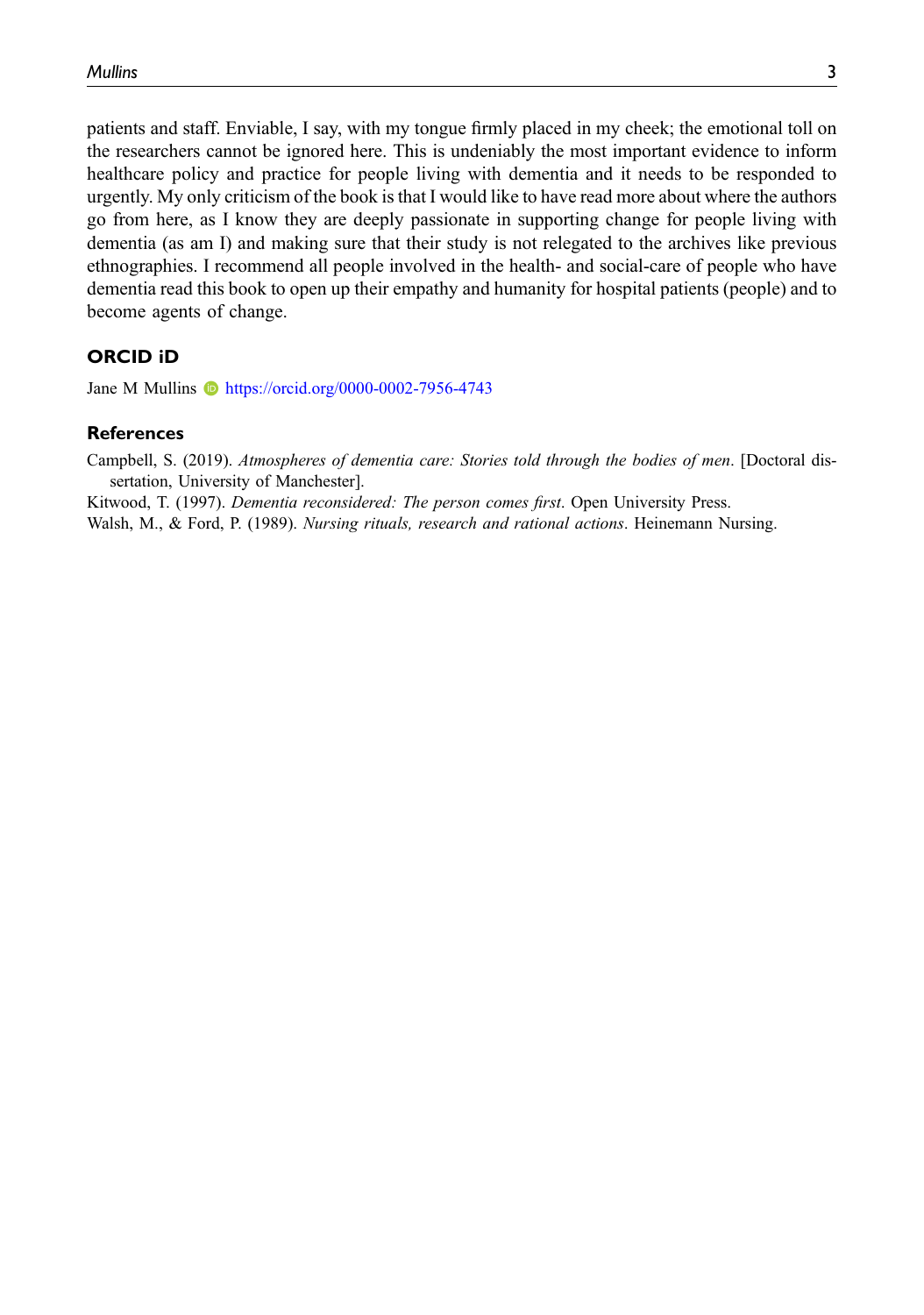patients and staff. Enviable, I say, with my tongue firmly placed in my cheek; the emotional toll on the researchers cannot be ignored here. This is undeniably the most important evidence to inform healthcare policy and practice for people living with dementia and it needs to be responded to urgently. My only criticism of the book is that I would like to have read more about where the authors go from here, as I know they are deeply passionate in supporting change for people living with dementia (as am I) and making sure that their study is not relegated to the archives like previous ethnographies. I recommend all people involved in the health- and social-care of people who have dementia read this book to open up their empathy and humanity for hospital patients (people) and to become agents of change.

## ORCID iD

Jane M Mullins https://orcid.org/0000-0002-7956-4743

## References

Campbell, S. (2019). *Atmospheres of dementia care: Stories told through the bodies of men*. [Doctoral dissertation, University of Manchester].

Kitwood, T. (1997). *Dementia reconsidered: The person comes first*. Open University Press.

Walsh, M., & Ford, P. (1989). *Nursing rituals, research and rational actions*. Heinemann Nursing.